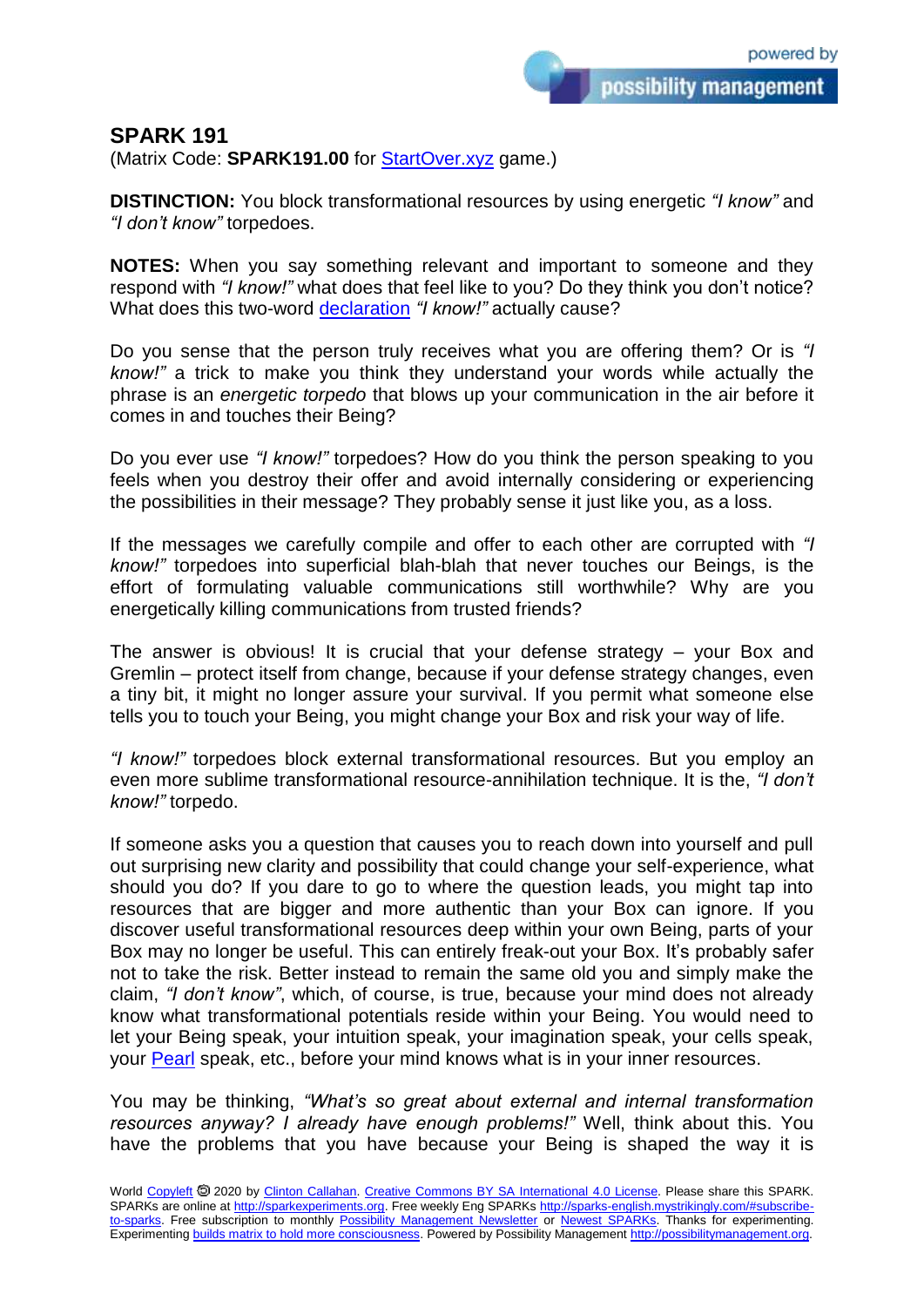## SPARK 191

(Matrix Code: **SPARK191.00** for StartOver.xyz game.)

**DISTINCTION:** You block transformational resources by using energetic *"I know"* and *"I don't know"* torpedoes.

**NOTES:** When you say something relevant and important to someone and they respond with *"I know!"* what does that feel like to you? Do they think you don't notice? What does this two-word declaration *"I know!"* actually cause?

Do you sense that the person truly receives what you are offering them? Or is *"I know!"* a trick to make you think they understand your words while actually the phrase is an *energetic torpedo* that blows up your communication in the air before it comes in and touches their Being?

Do you ever use *"I know!"* torpedoes? How do you think the person speaking to you feels when you destroy their offer and avoid internally considering or experiencing the possibilities in their message? They probably sense it just like you, as a loss.

If the messages we carefully compile and offer to each other are corrupted with *"I know!"* torpedoes into superficial blah-blah that never touches our Beings, is the effort of formulating valuable communications still worthwhile? Why are you energetically killing communications from trusted friends?

The answer is obvious! It is crucial that your defense strategy – your Box and Gremlin – protect itself from change, because if your defense strategy changes, even a tiny bit, it might no longer assure your survival. If you permit what someone else tells you to touch your Being, you might change your Box and risk your way of life.

*"I know!"* torpedoes block external transformational resources. But you employ an even more sublime transformational resource-annihilation technique. It is the, *"I don't know!"* torpedo.

If someone asks you a question that causes you to reach down into yourself and pull out surprising new clarity and possibility that could change your self-experience, what should you do? If you dare to go to where the question leads, you might tap into resources that are bigger and more authentic than your Box can ignore. If you discover useful transformational resources deep within your own Being, parts of your Box may no longer be useful. This can entirely freak-out your Box. It's probably safer not to take the risk. Better instead to remain the same old you and simply make the claim, *"I don't know"*, which, of course, is true, because your mind does not already know what transformational potentials reside within your Being. You would need to let your Being speak, your intuition speak, your imagination speak, your cells speak, your Pearl speak, etc., before your mind knows what is in your inner resources.

You may be thinking, *"What's so great about external and internal transformation resources anyway? I already have enough problems!"* Well, think about this. You have the problems that you have because your Being is shaped the way it is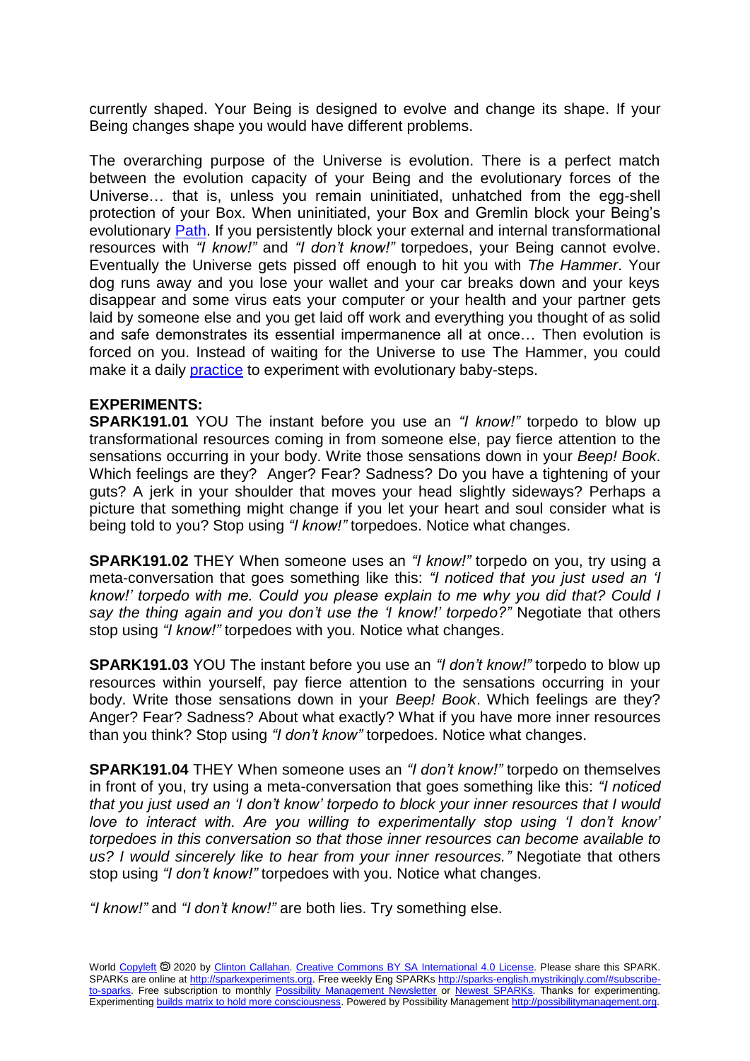currently shaped. Your Being is designed to evolve and change its shape. If your Being changes shape you would have different problems.

The overarching purpose of the Universe is evolution. There is a perfect match between the evolution capacity of your Being and the evolutionary forces of the Universe… that is, unless you remain uninitiated, unhatched from the egg-shell protection of your Box. When uninitiated, your Box and Gremlin block your Being's evolutionary Path. If you persistently block your external and internal transformational resources with *"I know!"* and *"I don't know!"* torpedoes, your Being cannot evolve. Eventually the Universe gets pissed off enough to hit you with *The Hammer*. Your dog runs away and you lose your wallet and your car breaks down and your keys disappear and some virus eats your computer or your health and your partner gets laid by someone else and you get laid off work and everything you thought of as solid and safe demonstrates its essential impermanence all at once… Then evolution is forced on you. Instead of waiting for the Universe to use The Hammer, you could make it a daily practice to experiment with evolutionary baby-steps.

**EXPERIMENTS:**

**SPARK191.01** YOU The instant before you use an *"I know!"* torpedo to blow up transformational resources coming in from someone else, pay fierce attention to the sensations occurring in your body. Write those sensations down in your *Beep! Book*. Which feelings are they? Anger? Fear? Sadness? Do you have a tightening of your guts? A jerk in your shoulder that moves your head slightly sideways? Perhaps a picture that something might change if you let your heart and soul consider what is being told to you? Stop using *"I know!"* torpedoes. Notice what changes.

**SPARK191.02** THEY When someone uses an *"I know!"* torpedo on you, try using a meta-conversation that goes something like this: *"I noticed that you just used an 'I know!' torpedo with me. Could you please explain to me why you did that? Could I say the thing again and you don't use the 'I know!' torpedo?"* Negotiate that others stop using *"I know!"* torpedoes with you. Notice what changes.

**SPARK191.03** YOU The instant before you use an *"I don't know!"* torpedo to blow up resources within yourself, pay fierce attention to the sensations occurring in your body. Write those sensations down in your *Beep! Book*. Which feelings are they? Anger? Fear? Sadness? About what exactly? What if you have more inner resources than you think? Stop using *"I don't know"* torpedoes. Notice what changes.

**SPARK191.04** THEY When someone uses an *"I don't know!"* torpedo on themselves in front of you, try using a meta-conversation that goes something like this: *"I noticed that you just used an 'I don't know' torpedo to block your inner resources that I would love to interact with. Are you willing to experimentally stop using 'I don't know' torpedoes in this conversation so that those inner resources can become available to us? I would sincerely like to hear from your inner resources."* Negotiate that others stop using *"I don't know!"* torpedoes with you. Notice what changes.

*"I know!"* and *"I don't know!"* are both lies. Try something else.

World Copyleft 🄯 2020 by Clinton Callahan. Creative Commons BY SA International 4.0 License. Please share this SPARK. SPARKs are online at http://sparkexperiments.org. Free weekly Eng SPARKs http://sparks-english.mystrikingly.com/#subscribe-to-sparks. Free subscription to monthly Possibility Management Newsletter or Newest SPARKs. Thanks for experimenting. Experimenting builds matrix to hold more consciousness. Powered by Possibility Management http://possibilitymanagement.org.